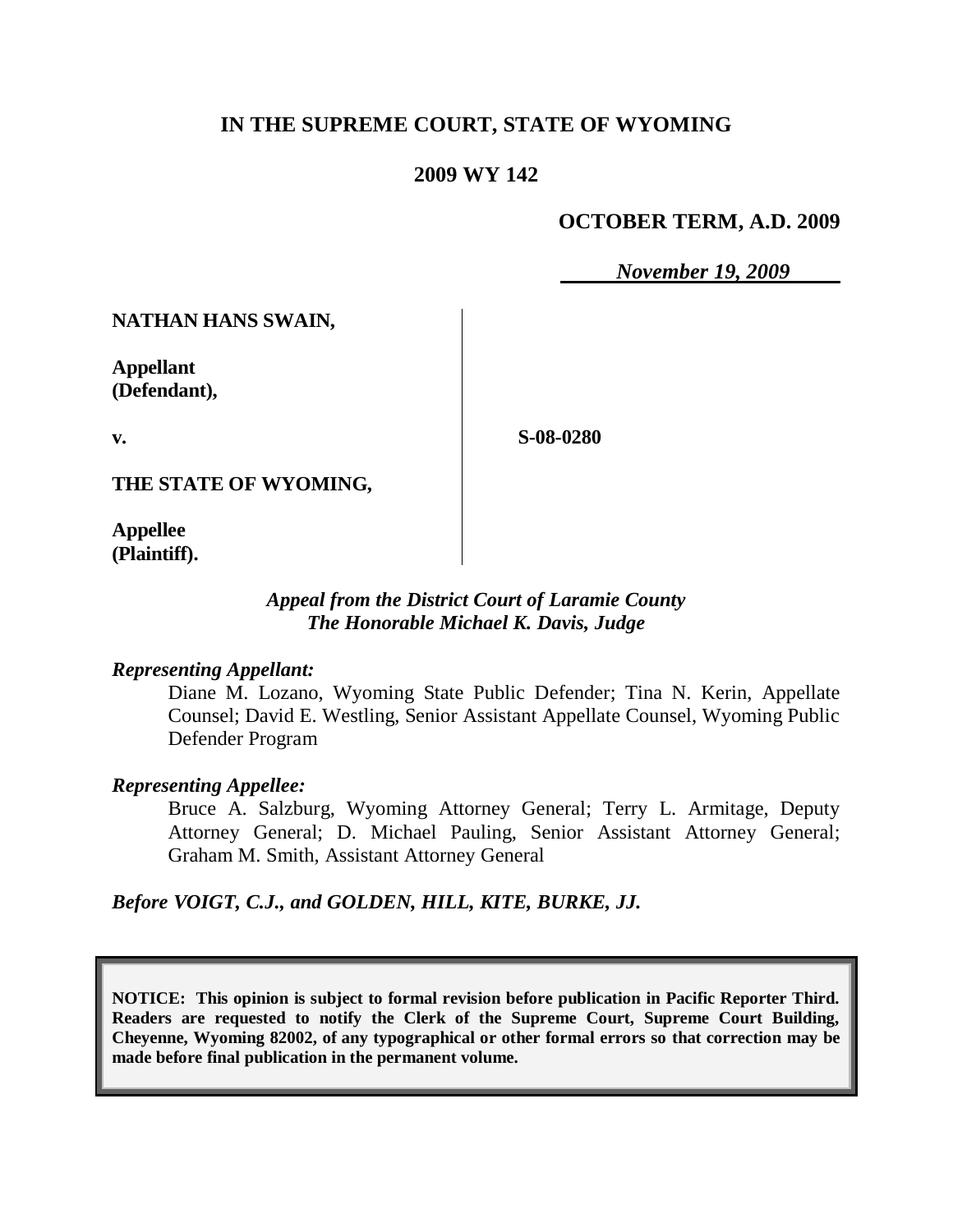**IN THE SUPREME COURT, STATE OF WYOMING**

**2009 WY 142**

**OCTOBER TERM, A.D. 2009**

*November 19, 2009*

| | |
|---|---|
| **NATHAN HANS SWAIN,**<br><br>**Appellant (Defendant),**<br><br>**v.**<br><br>**THE STATE OF WYOMING,**<br><br>**Appellee (Plaintiff).** | **S-08-0280** |

*Appeal from the District Court of Laramie County*
*The Honorable Michael K. Davis, Judge*

*Representing Appellant:*

Diane M. Lozano, Wyoming State Public Defender; Tina N. Kerin, Appellate Counsel; David E. Westling, Senior Assistant Appellate Counsel, Wyoming Public Defender Program

*Representing Appellee:*

Bruce A. Salzburg, Wyoming Attorney General; Terry L. Armitage, Deputy Attorney General; D. Michael Pauling, Senior Assistant Attorney General; Graham M. Smith, Assistant Attorney General

*Before VOIGT, C.J., and GOLDEN, HILL, KITE, BURKE, JJ.*

**NOTICE: This opinion is subject to formal revision before publication in Pacific Reporter Third. Readers are requested to notify the Clerk of the Supreme Court, Supreme Court Building, Cheyenne, Wyoming 82002, of any typographical or other formal errors so that correction may be made before final publication in the permanent volume.**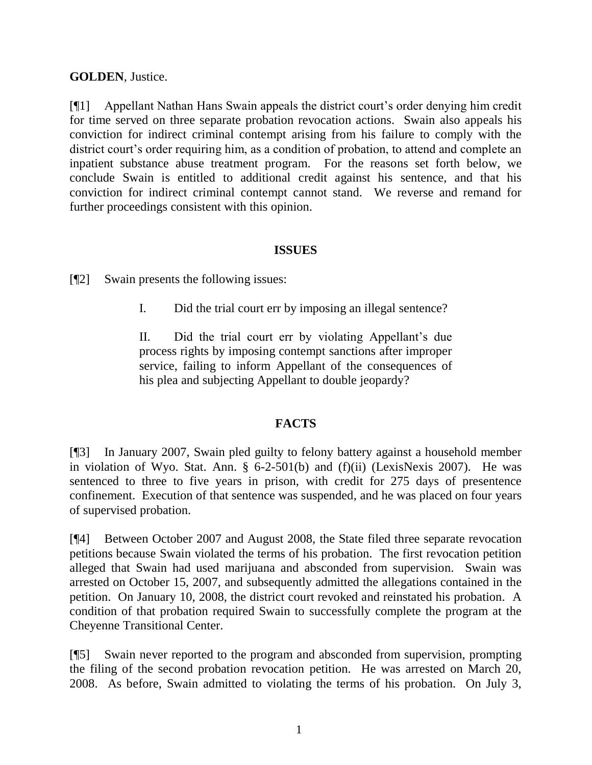**GOLDEN**, Justice.

[¶1] Appellant Nathan Hans Swain appeals the district court's order denying him credit for time served on three separate probation revocation actions. Swain also appeals his conviction for indirect criminal contempt arising from his failure to comply with the district court's order requiring him, as a condition of probation, to attend and complete an inpatient substance abuse treatment program. For the reasons set forth below, we conclude Swain is entitled to additional credit against his sentence, and that his conviction for indirect criminal contempt cannot stand. We reverse and remand for further proceedings consistent with this opinion.

## ISSUES

[¶2] Swain presents the following issues:

> I. Did the trial court err by imposing an illegal sentence?
>
> II. Did the trial court err by violating Appellant's due process rights by imposing contempt sanctions after improper service, failing to inform Appellant of the consequences of his plea and subjecting Appellant to double jeopardy?

## FACTS

[¶3] In January 2007, Swain pled guilty to felony battery against a household member in violation of Wyo. Stat. Ann. § 6-2-501(b) and (f)(ii) (LexisNexis 2007). He was sentenced to three to five years in prison, with credit for 275 days of presentence confinement. Execution of that sentence was suspended, and he was placed on four years of supervised probation.

[¶4] Between October 2007 and August 2008, the State filed three separate revocation petitions because Swain violated the terms of his probation. The first revocation petition alleged that Swain had used marijuana and absconded from supervision. Swain was arrested on October 15, 2007, and subsequently admitted the allegations contained in the petition. On January 10, 2008, the district court revoked and reinstated his probation. A condition of that probation required Swain to successfully complete the program at the Cheyenne Transitional Center.

[¶5] Swain never reported to the program and absconded from supervision, prompting the filing of the second probation revocation petition. He was arrested on March 20, 2008. As before, Swain admitted to violating the terms of his probation. On July 3,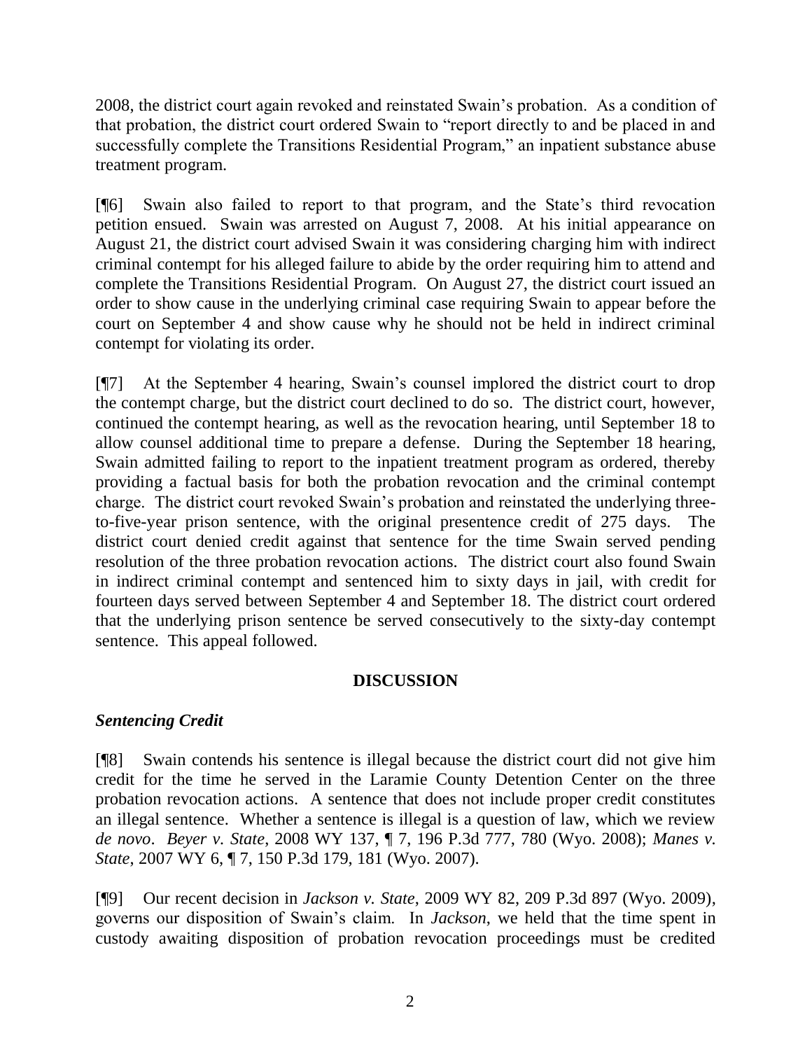2008, the district court again revoked and reinstated Swain's probation. As a condition of that probation, the district court ordered Swain to "report directly to and be placed in and successfully complete the Transitions Residential Program," an inpatient substance abuse treatment program.

[¶6] Swain also failed to report to that program, and the State's third revocation petition ensued. Swain was arrested on August 7, 2008. At his initial appearance on August 21, the district court advised Swain it was considering charging him with indirect criminal contempt for his alleged failure to abide by the order requiring him to attend and complete the Transitions Residential Program. On August 27, the district court issued an order to show cause in the underlying criminal case requiring Swain to appear before the court on September 4 and show cause why he should not be held in indirect criminal contempt for violating its order.

[¶7] At the September 4 hearing, Swain's counsel implored the district court to drop the contempt charge, but the district court declined to do so. The district court, however, continued the contempt hearing, as well as the revocation hearing, until September 18 to allow counsel additional time to prepare a defense. During the September 18 hearing, Swain admitted failing to report to the inpatient treatment program as ordered, thereby providing a factual basis for both the probation revocation and the criminal contempt charge. The district court revoked Swain's probation and reinstated the underlying three-to-five-year prison sentence, with the original presentence credit of 275 days. The district court denied credit against that sentence for the time Swain served pending resolution of the three probation revocation actions. The district court also found Swain in indirect criminal contempt and sentenced him to sixty days in jail, with credit for fourteen days served between September 4 and September 18. The district court ordered that the underlying prison sentence be served consecutively to the sixty-day contempt sentence. This appeal followed.

## DISCUSSION

### *Sentencing Credit*

[¶8] Swain contends his sentence is illegal because the district court did not give him credit for the time he served in the Laramie County Detention Center on the three probation revocation actions. A sentence that does not include proper credit constitutes an illegal sentence. Whether a sentence is illegal is a question of law, which we review *de novo*. *Beyer v. State*, 2008 WY 137, ¶ 7, 196 P.3d 777, 780 (Wyo. 2008); *Manes v. State*, 2007 WY 6, ¶ 7, 150 P.3d 179, 181 (Wyo. 2007).

[¶9] Our recent decision in *Jackson v. State*, 2009 WY 82, 209 P.3d 897 (Wyo. 2009), governs our disposition of Swain's claim. In *Jackson*, we held that the time spent in custody awaiting disposition of probation revocation proceedings must be credited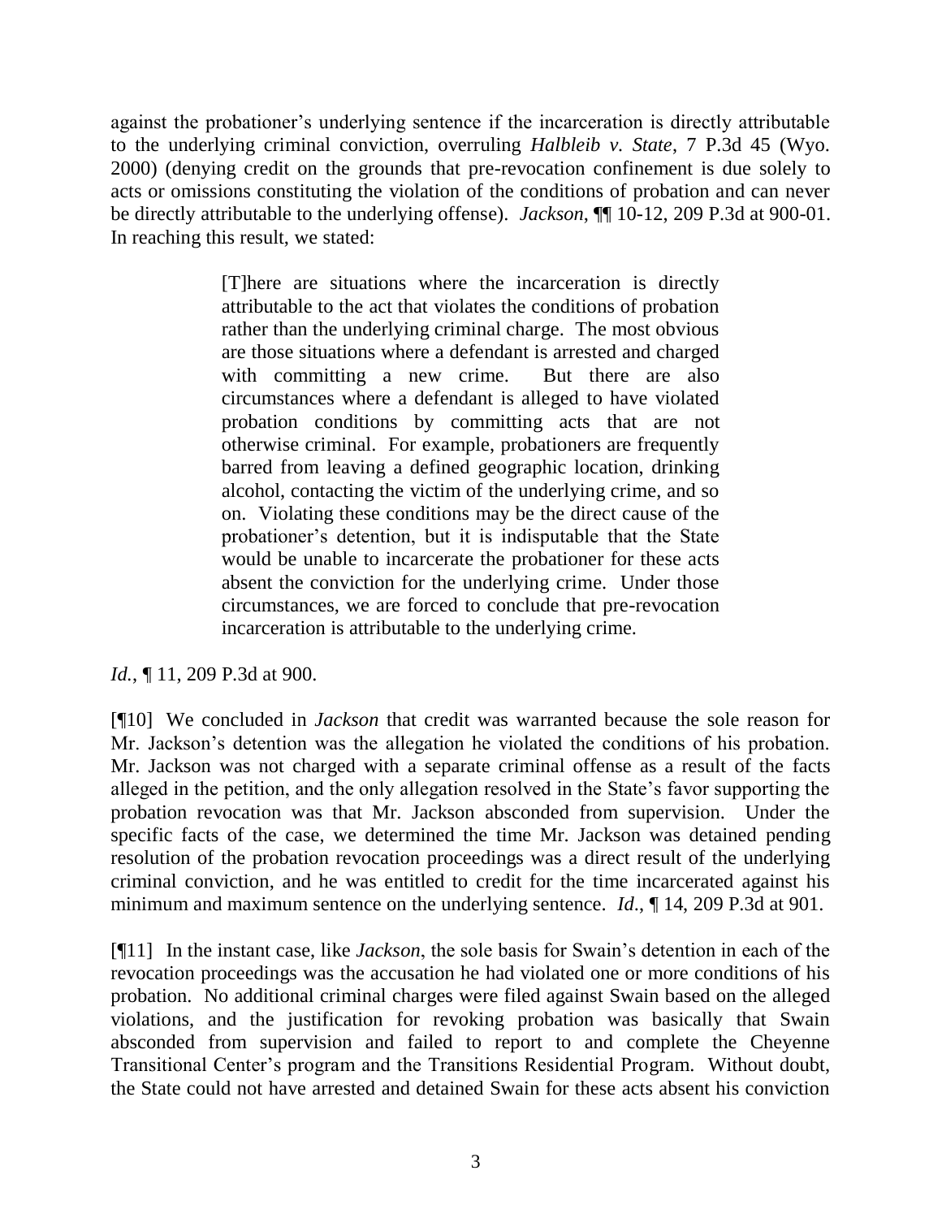against the probationer's underlying sentence if the incarceration is directly attributable to the underlying criminal conviction, overruling *Halbleib v. State*, 7 P.3d 45 (Wyo. 2000) (denying credit on the grounds that pre-revocation confinement is due solely to acts or omissions constituting the violation of the conditions of probation and can never be directly attributable to the underlying offense). *Jackson*, ¶¶ 10-12, 209 P.3d at 900-01. In reaching this result, we stated:

> [T]here are situations where the incarceration is directly attributable to the act that violates the conditions of probation rather than the underlying criminal charge. The most obvious are those situations where a defendant is arrested and charged with committing a new crime. But there are also circumstances where a defendant is alleged to have violated probation conditions by committing acts that are not otherwise criminal. For example, probationers are frequently barred from leaving a defined geographic location, drinking alcohol, contacting the victim of the underlying crime, and so on. Violating these conditions may be the direct cause of the probationer's detention, but it is indisputable that the State would be unable to incarcerate the probationer for these acts absent the conviction for the underlying crime. Under those circumstances, we are forced to conclude that pre-revocation incarceration is attributable to the underlying crime.

*Id.*, ¶ 11, 209 P.3d at 900.

[¶10] We concluded in *Jackson* that credit was warranted because the sole reason for Mr. Jackson's detention was the allegation he violated the conditions of his probation. Mr. Jackson was not charged with a separate criminal offense as a result of the facts alleged in the petition, and the only allegation resolved in the State's favor supporting the probation revocation was that Mr. Jackson absconded from supervision. Under the specific facts of the case, we determined the time Mr. Jackson was detained pending resolution of the probation revocation proceedings was a direct result of the underlying criminal conviction, and he was entitled to credit for the time incarcerated against his minimum and maximum sentence on the underlying sentence. *Id*., ¶ 14, 209 P.3d at 901.

[¶11] In the instant case, like *Jackson*, the sole basis for Swain's detention in each of the revocation proceedings was the accusation he had violated one or more conditions of his probation. No additional criminal charges were filed against Swain based on the alleged violations, and the justification for revoking probation was basically that Swain absconded from supervision and failed to report to and complete the Cheyenne Transitional Center's program and the Transitions Residential Program. Without doubt, the State could not have arrested and detained Swain for these acts absent his conviction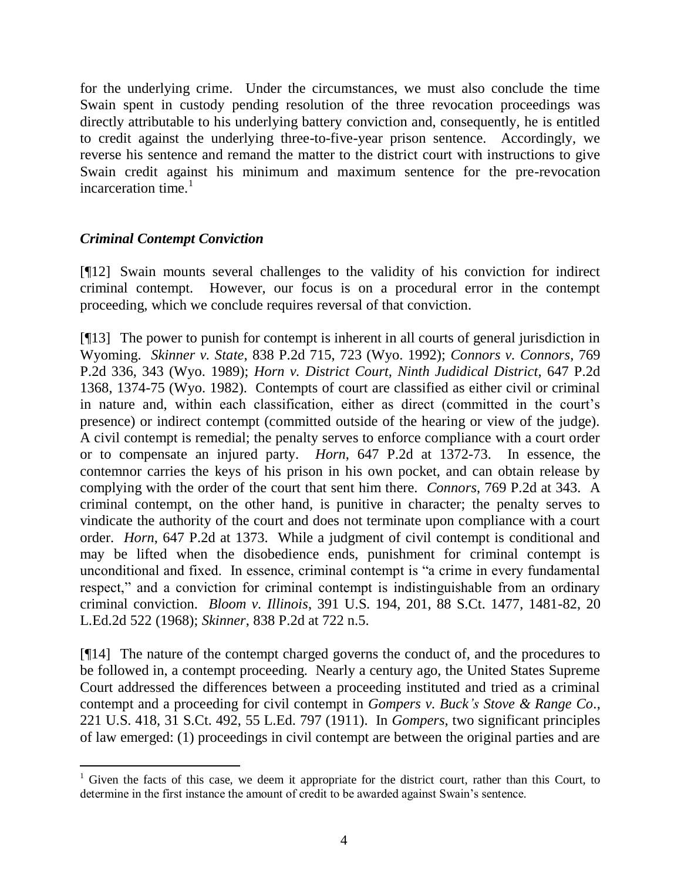for the underlying crime. Under the circumstances, we must also conclude the time Swain spent in custody pending resolution of the three revocation proceedings was directly attributable to his underlying battery conviction and, consequently, he is entitled to credit against the underlying three-to-five-year prison sentence. Accordingly, we reverse his sentence and remand the matter to the district court with instructions to give Swain credit against his minimum and maximum sentence for the pre-revocation incarceration time.[1]

### *Criminal Contempt Conviction*

[¶12] Swain mounts several challenges to the validity of his conviction for indirect criminal contempt. However, our focus is on a procedural error in the contempt proceeding, which we conclude requires reversal of that conviction.

[¶13] The power to punish for contempt is inherent in all courts of general jurisdiction in Wyoming. *Skinner v. State*, 838 P.2d 715, 723 (Wyo. 1992); *Connors v. Connors*, 769 P.2d 336, 343 (Wyo. 1989); *Horn v. District Court, Ninth Judidical District*, 647 P.2d 1368, 1374-75 (Wyo. 1982). Contempts of court are classified as either civil or criminal in nature and, within each classification, either as direct (committed in the court's presence) or indirect contempt (committed outside of the hearing or view of the judge). A civil contempt is remedial; the penalty serves to enforce compliance with a court order or to compensate an injured party. *Horn*, 647 P.2d at 1372-73. In essence, the contemnor carries the keys of his prison in his own pocket, and can obtain release by complying with the order of the court that sent him there. *Connors*, 769 P.2d at 343. A criminal contempt, on the other hand, is punitive in character; the penalty serves to vindicate the authority of the court and does not terminate upon compliance with a court order. *Horn*, 647 P.2d at 1373. While a judgment of civil contempt is conditional and may be lifted when the disobedience ends, punishment for criminal contempt is unconditional and fixed. In essence, criminal contempt is "a crime in every fundamental respect," and a conviction for criminal contempt is indistinguishable from an ordinary criminal conviction. *Bloom v. Illinois*, 391 U.S. 194, 201, 88 S.Ct. 1477, 1481-82, 20 L.Ed.2d 522 (1968); *Skinner*, 838 P.2d at 722 n.5.

[¶14] The nature of the contempt charged governs the conduct of, and the procedures to be followed in, a contempt proceeding. Nearly a century ago, the United States Supreme Court addressed the differences between a proceeding instituted and tried as a criminal contempt and a proceeding for civil contempt in *Gompers v. Buck's Stove & Range Co.*, 221 U.S. 418, 31 S.Ct. 492, 55 L.Ed. 797 (1911). In *Gompers*, two significant principles of law emerged: (1) proceedings in civil contempt are between the original parties and are

[1] Given the facts of this case, we deem it appropriate for the district court, rather than this Court, to determine in the first instance the amount of credit to be awarded against Swain's sentence.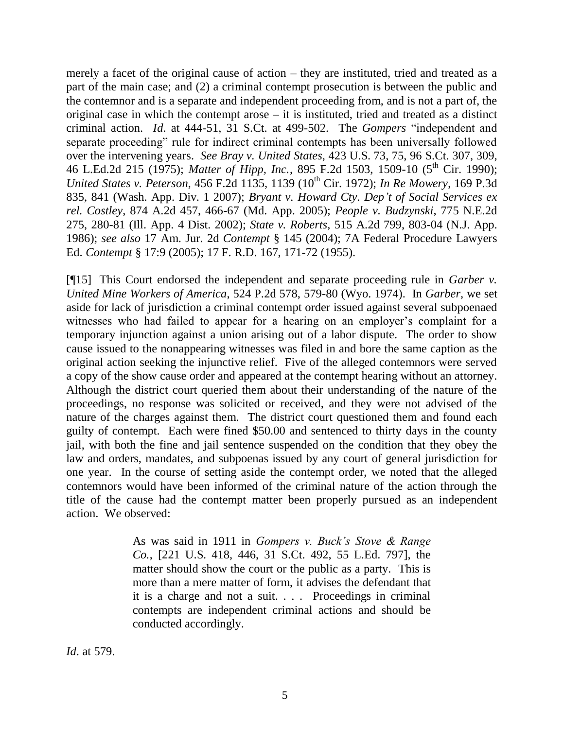merely a facet of the original cause of action – they are instituted, tried and treated as a part of the main case; and (2) a criminal contempt prosecution is between the public and the contemnor and is a separate and independent proceeding from, and is not a part of, the original case in which the contempt arose – it is instituted, tried and treated as a distinct criminal action. *Id*. at 444-51, 31 S.Ct. at 499-502. The *Gompers* "independent and separate proceeding" rule for indirect criminal contempts has been universally followed over the intervening years. *See Bray v. United States*, 423 U.S. 73, 75, 96 S.Ct. 307, 309, 46 L.Ed.2d 215 (1975); *Matter of Hipp, Inc.*, 895 F.2d 1503, 1509-10 (5th Cir. 1990); *United States v. Peterson*, 456 F.2d 1135, 1139 (10th Cir. 1972); *In Re Mowery*, 169 P.3d 835, 841 (Wash. App. Div. 1 2007); *Bryant v. Howard Cty. Dep't of Social Services ex rel. Costley*, 874 A.2d 457, 466-67 (Md. App. 2005); *People v. Budzynski*, 775 N.E.2d 275, 280-81 (Ill. App. 4 Dist. 2002); *State v. Roberts*, 515 A.2d 799, 803-04 (N.J. App. 1986); *see also* 17 Am. Jur. 2d *Contempt* § 145 (2004); 7A Federal Procedure Lawyers Ed. *Contempt* § 17:9 (2005); 17 F. R.D. 167, 171-72 (1955).

[¶15] This Court endorsed the independent and separate proceeding rule in *Garber v. United Mine Workers of America*, 524 P.2d 578, 579-80 (Wyo. 1974). In *Garber*, we set aside for lack of jurisdiction a criminal contempt order issued against several subpoenaed witnesses who had failed to appear for a hearing on an employer's complaint for a temporary injunction against a union arising out of a labor dispute. The order to show cause issued to the nonappearing witnesses was filed in and bore the same caption as the original action seeking the injunctive relief. Five of the alleged contemnors were served a copy of the show cause order and appeared at the contempt hearing without an attorney. Although the district court queried them about their understanding of the nature of the proceedings, no response was solicited or received, and they were not advised of the nature of the charges against them. The district court questioned them and found each guilty of contempt. Each were fined $50.00 and sentenced to thirty days in the county jail, with both the fine and jail sentence suspended on the condition that they obey the law and orders, mandates, and subpoenas issued by any court of general jurisdiction for one year. In the course of setting aside the contempt order, we noted that the alleged contemnors would have been informed of the criminal nature of the action through the title of the cause had the contempt matter been properly pursued as an independent action. We observed:

> As was said in 1911 in *Gompers v. Buck's Stove & Range Co.*, [221 U.S. 418, 446, 31 S.Ct. 492, 55 L.Ed. 797], the matter should show the court or the public as a party. This is more than a mere matter of form, it advises the defendant that it is a charge and not a suit. . . . Proceedings in criminal contempts are independent criminal actions and should be conducted accordingly.

*Id*. at 579.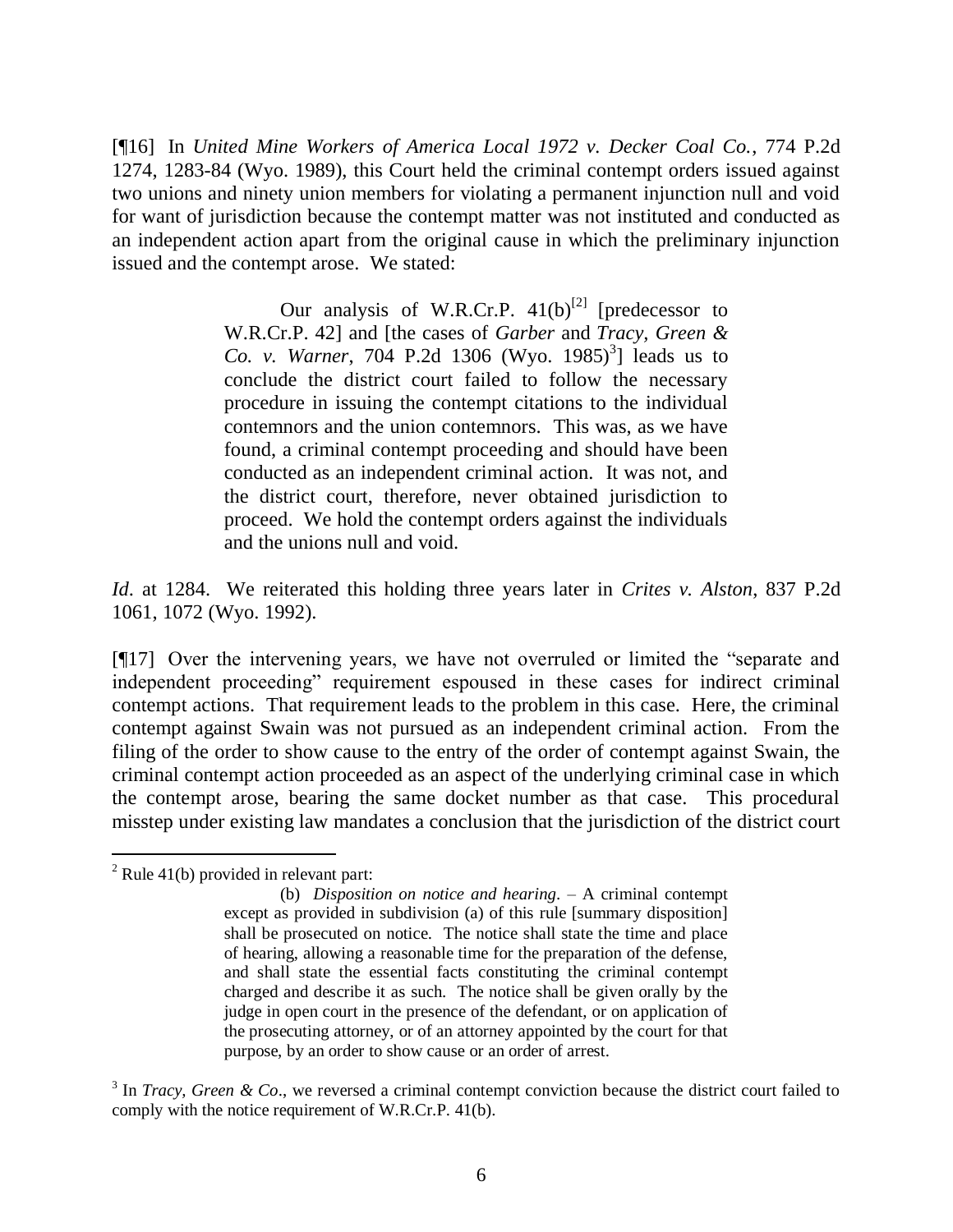[¶16] In *United Mine Workers of America Local 1972 v. Decker Coal Co.*, 774 P.2d 1274, 1283-84 (Wyo. 1989), this Court held the criminal contempt orders issued against two unions and ninety union members for violating a permanent injunction null and void for want of jurisdiction because the contempt matter was not instituted and conducted as an independent action apart from the original cause in which the preliminary injunction issued and the contempt arose. We stated:

> Our analysis of W.R.Cr.P. 41(b)[2] [predecessor to W.R.Cr.P. 42] and [the cases of *Garber* and *Tracy, Green & Co. v. Warner*, 704 P.2d 1306 (Wyo. 1985)[3]] leads us to conclude the district court failed to follow the necessary procedure in issuing the contempt citations to the individual contemnors and the union contemnors. This was, as we have found, a criminal contempt proceeding and should have been conducted as an independent criminal action. It was not, and the district court, therefore, never obtained jurisdiction to proceed. We hold the contempt orders against the individuals and the unions null and void.

*Id*. at 1284. We reiterated this holding three years later in *Crites v. Alston*, 837 P.2d 1061, 1072 (Wyo. 1992).

[¶17] Over the intervening years, we have not overruled or limited the "separate and independent proceeding" requirement espoused in these cases for indirect criminal contempt actions. That requirement leads to the problem in this case. Here, the criminal contempt against Swain was not pursued as an independent criminal action. From the filing of the order to show cause to the entry of the order of contempt against Swain, the criminal contempt action proceeded as an aspect of the underlying criminal case in which the contempt arose, bearing the same docket number as that case. This procedural misstep under existing law mandates a conclusion that the jurisdiction of the district court

---

[2] Rule 41(b) provided in relevant part:

> (b) *Disposition on notice and hearing*. – A criminal contempt except as provided in subdivision (a) of this rule [summary disposition] shall be prosecuted on notice. The notice shall state the time and place of hearing, allowing a reasonable time for the preparation of the defense, and shall state the essential facts constituting the criminal contempt charged and describe it as such. The notice shall be given orally by the judge in open court in the presence of the defendant, or on application of the prosecuting attorney, or of an attorney appointed by the court for that purpose, by an order to show cause or an order of arrest.

[3] In *Tracy, Green & Co*., we reversed a criminal contempt conviction because the district court failed to comply with the notice requirement of W.R.Cr.P. 41(b).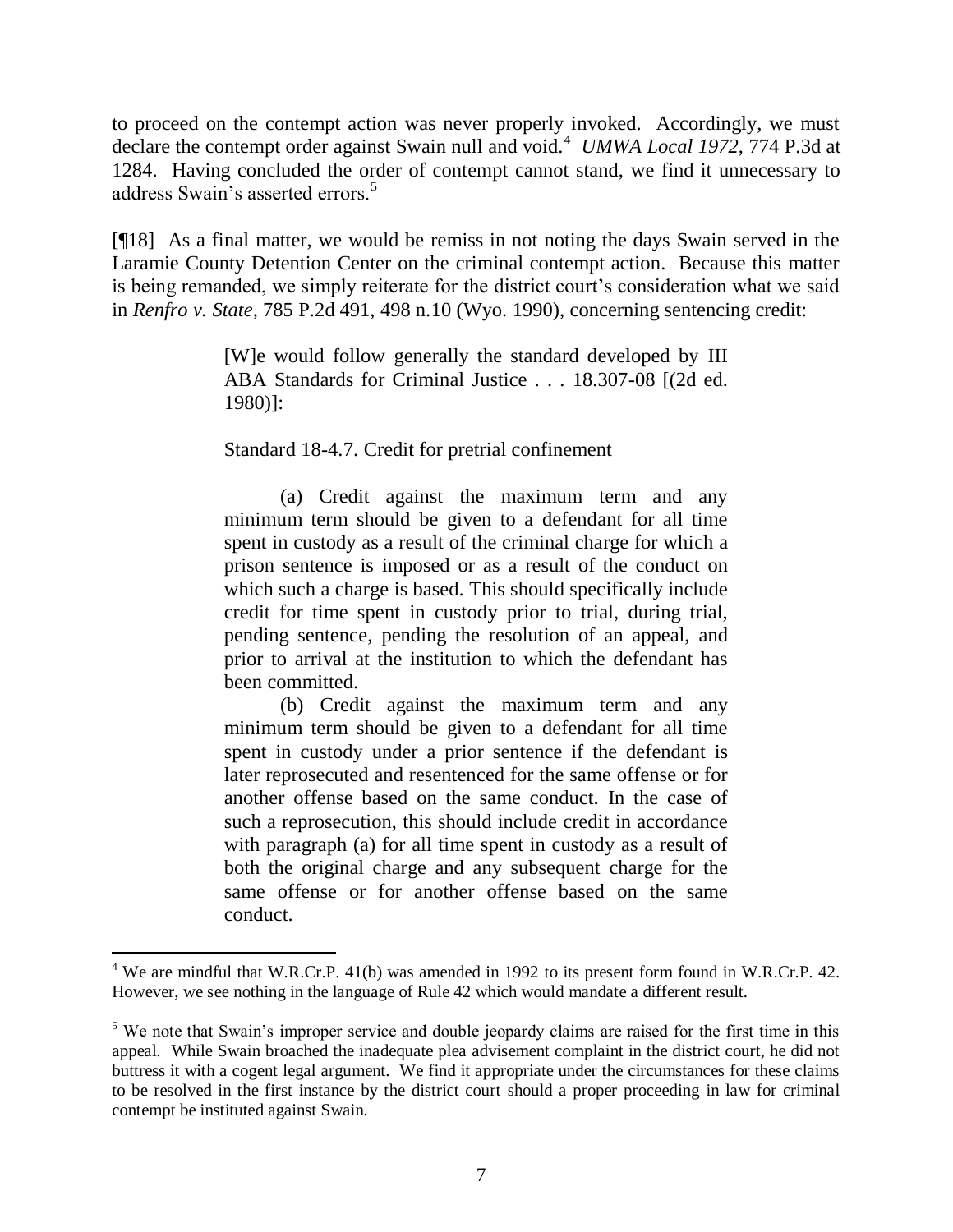to proceed on the contempt action was never properly invoked. Accordingly, we must declare the contempt order against Swain null and void.[4] *UMWA Local 1972*, 774 P.3d at 1284. Having concluded the order of contempt cannot stand, we find it unnecessary to address Swain's asserted errors.[5]

[¶18] As a final matter, we would be remiss in not noting the days Swain served in the Laramie County Detention Center on the criminal contempt action. Because this matter is being remanded, we simply reiterate for the district court's consideration what we said in *Renfro v. State*, 785 P.2d 491, 498 n.10 (Wyo. 1990), concerning sentencing credit:

> [W]e would follow generally the standard developed by III ABA Standards for Criminal Justice . . . 18.307-08 [(2d ed. 1980)]:
>
> Standard 18-4.7. Credit for pretrial confinement
>
> (a) Credit against the maximum term and any minimum term should be given to a defendant for all time spent in custody as a result of the criminal charge for which a prison sentence is imposed or as a result of the conduct on which such a charge is based. This should specifically include credit for time spent in custody prior to trial, during trial, pending sentence, pending the resolution of an appeal, and prior to arrival at the institution to which the defendant has been committed.
>
> (b) Credit against the maximum term and any minimum term should be given to a defendant for all time spent in custody under a prior sentence if the defendant is later reprosecuted and resentenced for the same offense or for another offense based on the same conduct. In the case of such a reprosecution, this should include credit in accordance with paragraph (a) for all time spent in custody as a result of both the original charge and any subsequent charge for the same offense or for another offense based on the same conduct.

---

[4] We are mindful that W.R.Cr.P. 41(b) was amended in 1992 to its present form found in W.R.Cr.P. 42. However, we see nothing in the language of Rule 42 which would mandate a different result.

[5] We note that Swain's improper service and double jeopardy claims are raised for the first time in this appeal. While Swain broached the inadequate plea advisement complaint in the district court, he did not buttress it with a cogent legal argument. We find it appropriate under the circumstances for these claims to be resolved in the first instance by the district court should a proper proceeding in law for criminal contempt be instituted against Swain.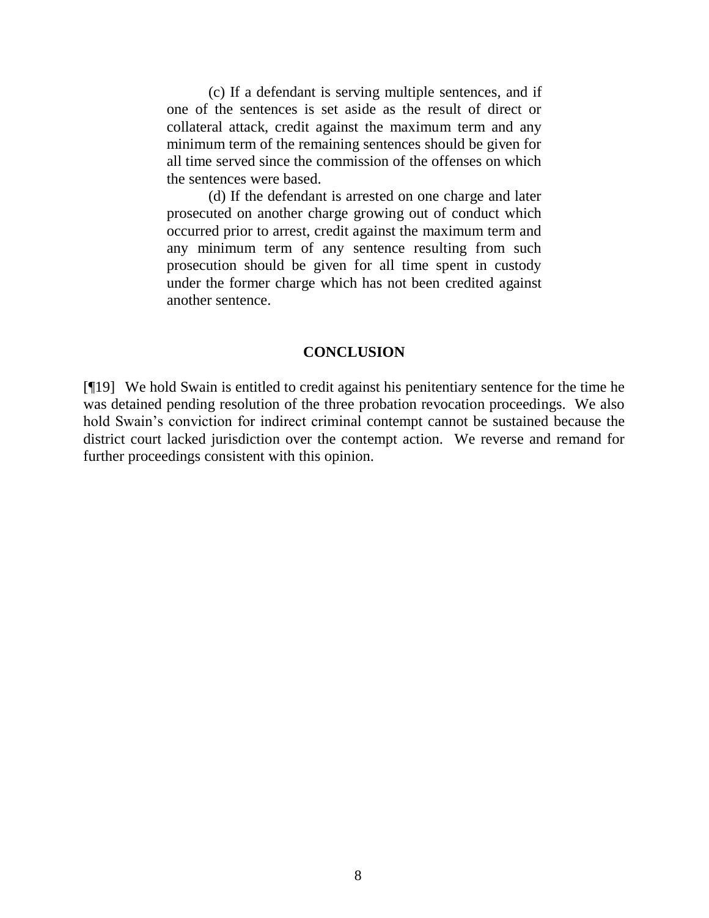> (c) If a defendant is serving multiple sentences, and if one of the sentences is set aside as the result of direct or collateral attack, credit against the maximum term and any minimum term of the remaining sentences should be given for all time served since the commission of the offenses on which the sentences were based.
>
> (d) If the defendant is arrested on one charge and later prosecuted on another charge growing out of conduct which occurred prior to arrest, credit against the maximum term and any minimum term of any sentence resulting from such prosecution should be given for all time spent in custody under the former charge which has not been credited against another sentence.

## CONCLUSION

[¶19] We hold Swain is entitled to credit against his penitentiary sentence for the time he was detained pending resolution of the three probation revocation proceedings. We also hold Swain's conviction for indirect criminal contempt cannot be sustained because the district court lacked jurisdiction over the contempt action. We reverse and remand for further proceedings consistent with this opinion.